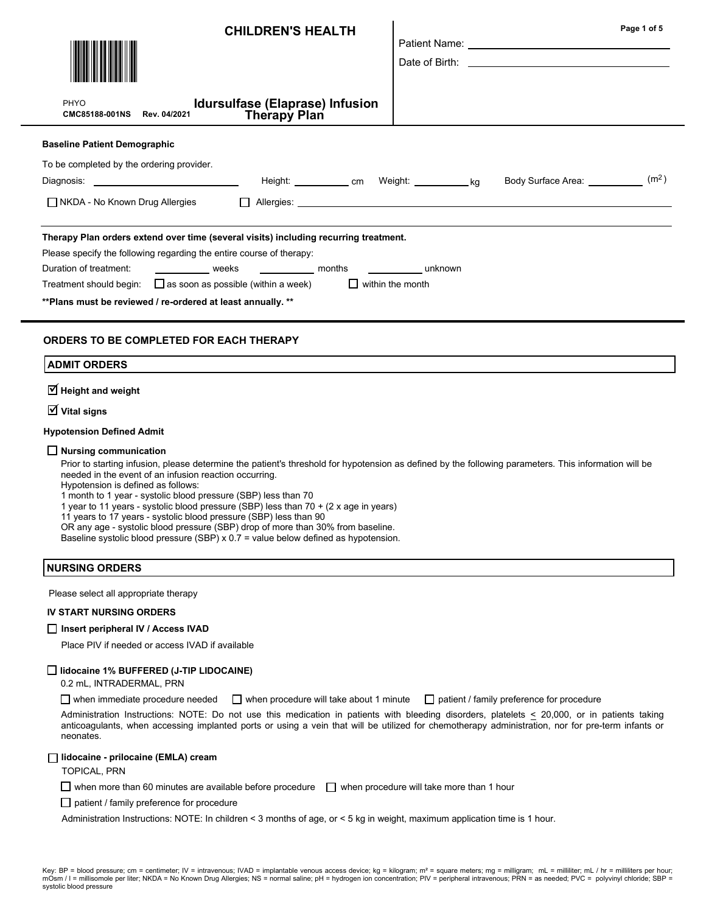# CHILDREN'S HEALTH

PHYO
**CMC85188-001NS Rev. 04/2021**

## Idursulfase (Elaprase) Infusion Therapy Plan

Patient Name: \_\_\_\_\_\_\_\_\_\_\_\_\_\_\_\_\_\_\_\_

Date of Birth: \_\_\_\_\_\_\_\_\_\_\_\_\_\_\_\_\_\_\_\_

**Baseline Patient Demographic**

To be completed by the ordering provider.

Diagnosis: \_\_\_\_\_\_\_\_\_\_\_\_\_\_\_\_ Height: \_\_\_\_\_\_\_\_ cm Weight: \_\_\_\_\_\_\_\_ kg Body Surface Area: \_\_\_\_\_\_\_\_ ($m^2$)

☐ NKDA - No Known Drug Allergies ☐ Allergies: \_\_\_\_\_\_\_\_\_\_\_\_\_\_\_\_\_\_\_\_

**Therapy Plan orders extend over time (several visits) including recurring treatment.**

Please specify the following regarding the entire course of therapy:

Duration of treatment: \_\_\_\_\_\_\_\_ weeks \_\_\_\_\_\_\_\_ months \_\_\_\_\_\_\_\_ unknown

Treatment should begin: ☐ as soon as possible (within a week) ☐ within the month

**\*\*Plans must be reviewed / re-ordered at least annually. \*\***

## ORDERS TO BE COMPLETED FOR EACH THERAPY

### ADMIT ORDERS

☑ **Height and weight**

☑ **Vital signs**

**Hypotension Defined Admit**

☐ **Nursing communication**

Prior to starting infusion, please determine the patient's threshold for hypotension as defined by the following parameters. This information will be needed in the event of an infusion reaction occurring.
Hypotension is defined as follows:
1 month to 1 year - systolic blood pressure (SBP) less than 70
1 year to 11 years - systolic blood pressure (SBP) less than 70 + (2 x age in years)
11 years to 17 years - systolic blood pressure (SBP) less than 90
OR any age - systolic blood pressure (SBP) drop of more than 30% from baseline.
Baseline systolic blood pressure (SBP) x 0.7 = value below defined as hypotension.

### NURSING ORDERS

Please select all appropriate therapy

**IV START NURSING ORDERS**

☐ **Insert peripheral IV / Access IVAD**

Place PIV if needed or access IVAD if available

☐ **lidocaine 1% BUFFERED (J-TIP LIDOCAINE)**

0.2 mL, INTRADERMAL, PRN

☐ when immediate procedure needed ☐ when procedure will take about 1 minute ☐ patient / family preference for procedure

Administration Instructions: NOTE: Do not use this medication in patients with bleeding disorders, platelets ≤ 20,000, or in patients taking anticoagulants, when accessing implanted ports or using a vein that will be utilized for chemotherapy administration, nor for pre-term infants or neonates.

☐ **lidocaine - prilocaine (EMLA) cream**

TOPICAL, PRN

☐ when more than 60 minutes are available before procedure ☐ when procedure will take more than 1 hour

☐ patient / family preference for procedure

Administration Instructions: NOTE: In children < 3 months of age, or < 5 kg in weight, maximum application time is 1 hour.

Key: BP = blood pressure; cm = centimeter; IV = intravenous; IVAD = implantable venous access device; kg = kilogram; m² = square meters; mg = milligram; mL = milliliter; mL / hr = milliliters per hour; mOsm / l = millisomole per liter; NKDA = No Known Drug Allergies; NS = normal saline; pH = hydrogen ion concentration; PIV = peripheral intravenous; PRN = as needed; PVC = polyvinyl chloride; SBP = systolic blood pressure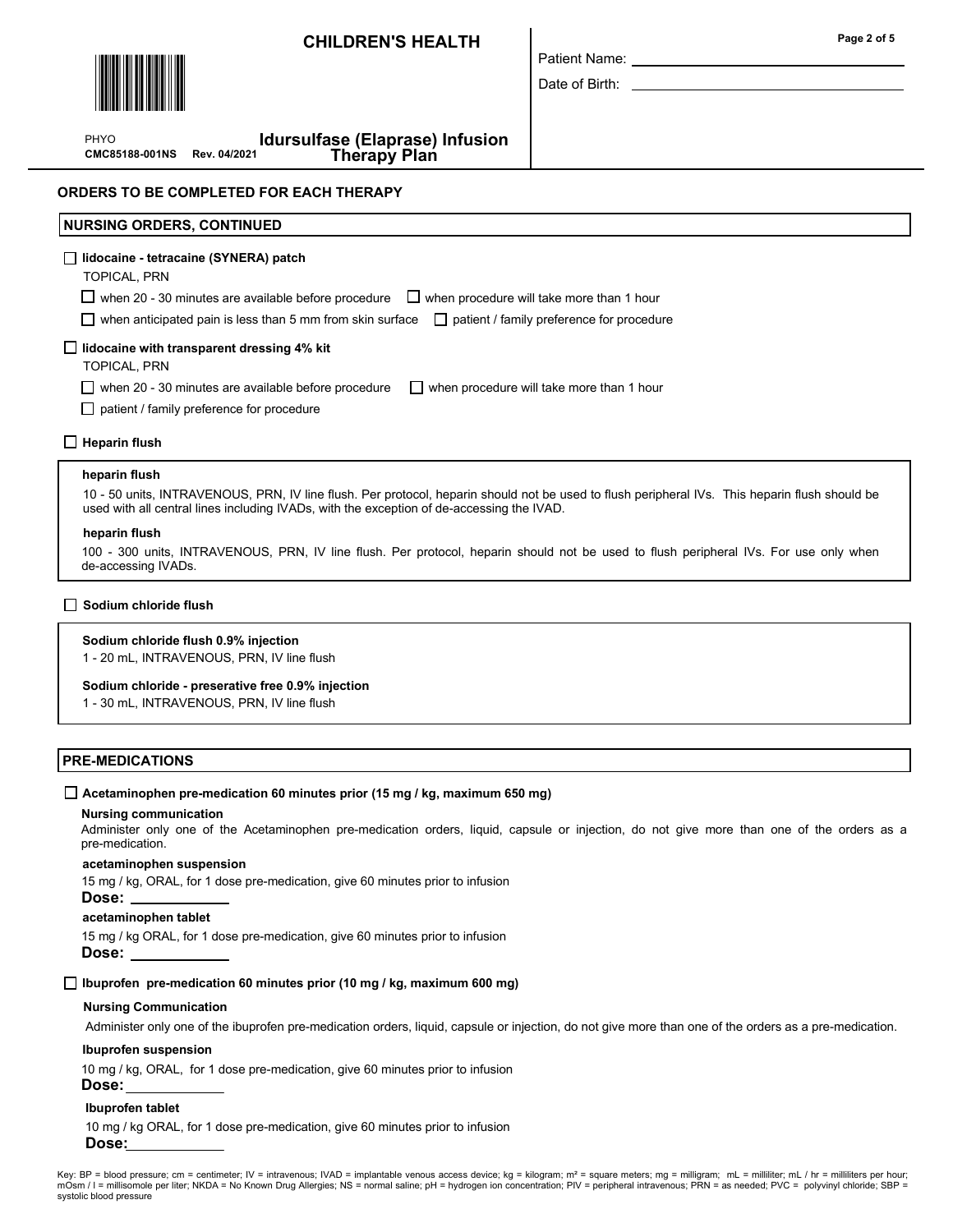# CHILDREN'S HEALTH

PHYO
CMC85188-001NS Rev. 04/2021

## Idursulfase (Elaprase) Infusion Therapy Plan

Patient Name: ______________________

Date of Birth: ______________________

## ORDERS TO BE COMPLETED FOR EACH THERAPY

### NURSING ORDERS, CONTINUED

☐ **lidocaine - tetracaine (SYNERA) patch**

TOPICAL, PRN

☐ when 20 - 30 minutes are available before procedure ☐ when procedure will take more than 1 hour

☐ when anticipated pain is less than 5 mm from skin surface ☐ patient / family preference for procedure

☐ **lidocaine with transparent dressing 4% kit**

TOPICAL, PRN

☐ when 20 - 30 minutes are available before procedure ☐ when procedure will take more than 1 hour

☐ patient / family preference for procedure

☐ **Heparin flush**

**heparin flush**

10 - 50 units, INTRAVENOUS, PRN, IV line flush. Per protocol, heparin should not be used to flush peripheral IVs. This heparin flush should be used with all central lines including IVADs, with the exception of de-accessing the IVAD.

**heparin flush**

100 - 300 units, INTRAVENOUS, PRN, IV line flush. Per protocol, heparin should not be used to flush peripheral IVs. For use only when de-accessing IVADs.

☐ **Sodium chloride flush**

**Sodium chloride flush 0.9% injection**

1 - 20 mL, INTRAVENOUS, PRN, IV line flush

**Sodium chloride - preservative free 0.9% injection**

1 - 30 mL, INTRAVENOUS, PRN, IV line flush

### PRE-MEDICATIONS

☐ **Acetaminophen pre-medication 60 minutes prior (15 mg / kg, maximum 650 mg)**

**Nursing communication**

Administer only one of the Acetaminophen pre-medication orders, liquid, capsule or injection, do not give more than one of the orders as a pre-medication.

**acetaminophen suspension**

15 mg / kg, ORAL, for 1 dose pre-medication, give 60 minutes prior to infusion

**Dose:** ____________

**acetaminophen tablet**

15 mg / kg ORAL, for 1 dose pre-medication, give 60 minutes prior to infusion

**Dose:** ____________

☐ **Ibuprofen pre-medication 60 minutes prior (10 mg / kg, maximum 600 mg)**

**Nursing Communication**

Administer only one of the ibuprofen pre-medication orders, liquid, capsule or injection, do not give more than one of the orders as a pre-medication.

**Ibuprofen suspension**

10 mg / kg, ORAL, for 1 dose pre-medication, give 60 minutes prior to infusion

**Dose:** ____________

**Ibuprofen tablet**

10 mg / kg ORAL, for 1 dose pre-medication, give 60 minutes prior to infusion

**Dose:** ____________

Key: BP = blood pressure; cm = centimeter; IV = intravenous; IVAD = implantable venous access device; kg = kilogram; m² = square meters; mg = milligram; mL = milliliter; mL / hr = milliliters per hour; mOsm / l = millisomole per liter; NKDA = No Known Drug Allergies; NS = normal saline; pH = hydrogen ion concentration; PIV = peripheral intravenous; PRN = as needed; PVC = polyvinyl chloride; SBP = systolic blood pressure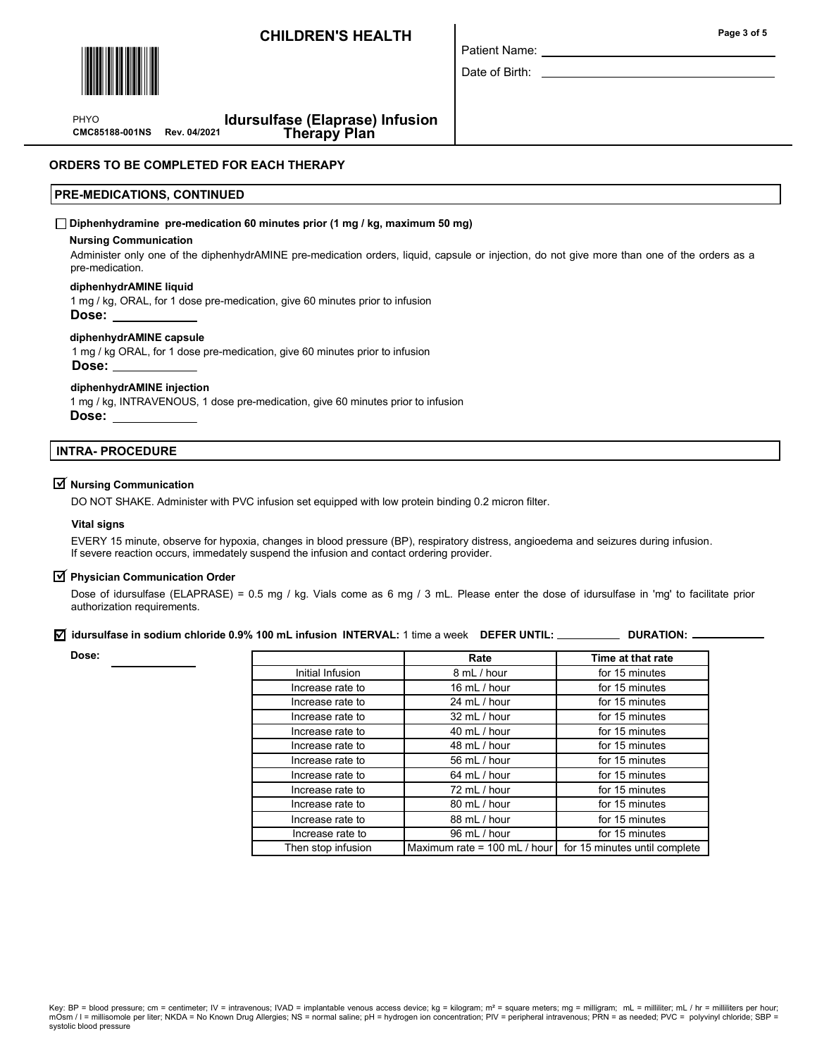# CHILDREN'S HEALTH

PHYO
CMC85188-001NS Rev. 04/2021

**Idursulfase (Elaprase) Infusion Therapy Plan**

Patient Name: ______________________

Date of Birth: ______________________

## ORDERS TO BE COMPLETED FOR EACH THERAPY

### PRE-MEDICATIONS, CONTINUED

☐ **Diphenhydramine pre-medication 60 minutes prior (1 mg / kg, maximum 50 mg)**

**Nursing Communication**

Administer only one of the diphenhydrAMINE pre-medication orders, liquid, capsule or injection, do not give more than one of the orders as a pre-medication.

**diphenhydrAMINE liquid**

1 mg / kg, ORAL, for 1 dose pre-medication, give 60 minutes prior to infusion

**Dose:** ____________

**diphenhydrAMINE capsule**

1 mg / kg ORAL, for 1 dose pre-medication, give 60 minutes prior to infusion

**Dose:** ____________

**diphenhydrAMINE injection**

1 mg / kg, INTRAVENOUS, 1 dose pre-medication, give 60 minutes prior to infusion

**Dose:** ____________

### INTRA- PROCEDURE

☑ **Nursing Communication**

DO NOT SHAKE. Administer with PVC infusion set equipped with low protein binding 0.2 micron filter.

**Vital signs**

EVERY 15 minute, observe for hypoxia, changes in blood pressure (BP), respiratory distress, angioedema and seizures during infusion. If severe reaction occurs, immedately suspend the infusion and contact ordering provider.

☑ **Physician Communication Order**

Dose of idursulfase (ELAPRASE) = 0.5 mg / kg. Vials come as 6 mg / 3 mL. Please enter the dose of idursulfase in 'mg' to facilitate prior authorization requirements.

☑ **idursulfase in sodium chloride 0.9% 100 mL infusion INTERVAL:** 1 time a week **DEFER UNTIL:** __________ **DURATION:** ____________

**Dose:** ____________

| | Rate | Time at that rate |
|---|---|---|
| Initial Infusion | 8 mL / hour | for 15 minutes |
| Increase rate to | 16 mL / hour | for 15 minutes |
| Increase rate to | 24 mL / hour | for 15 minutes |
| Increase rate to | 32 mL / hour | for 15 minutes |
| Increase rate to | 40 mL / hour | for 15 minutes |
| Increase rate to | 48 mL / hour | for 15 minutes |
| Increase rate to | 56 mL / hour | for 15 minutes |
| Increase rate to | 64 mL / hour | for 15 minutes |
| Increase rate to | 72 mL / hour | for 15 minutes |
| Increase rate to | 80 mL / hour | for 15 minutes |
| Increase rate to | 88 mL / hour | for 15 minutes |
| Increase rate to | 96 mL / hour | for 15 minutes |
| Then stop infusion | Maximum rate = 100 mL / hour | for 15 minutes until complete |

Key: BP = blood pressure; cm = centimeter; IV = intravenous; IVAD = implantable venous access device; kg = kilogram; m² = square meters; mg = milligram; mL = milliliter; mL / hr = milliliters per hour; mOsm / l = millisomole per liter; NKDA = No Known Drug Allergies; NS = normal saline; pH = hydrogen ion concentration; PIV = peripheral intravenous; PRN = as needed; PVC = polyvinyl chloride; SBP = systolic blood pressure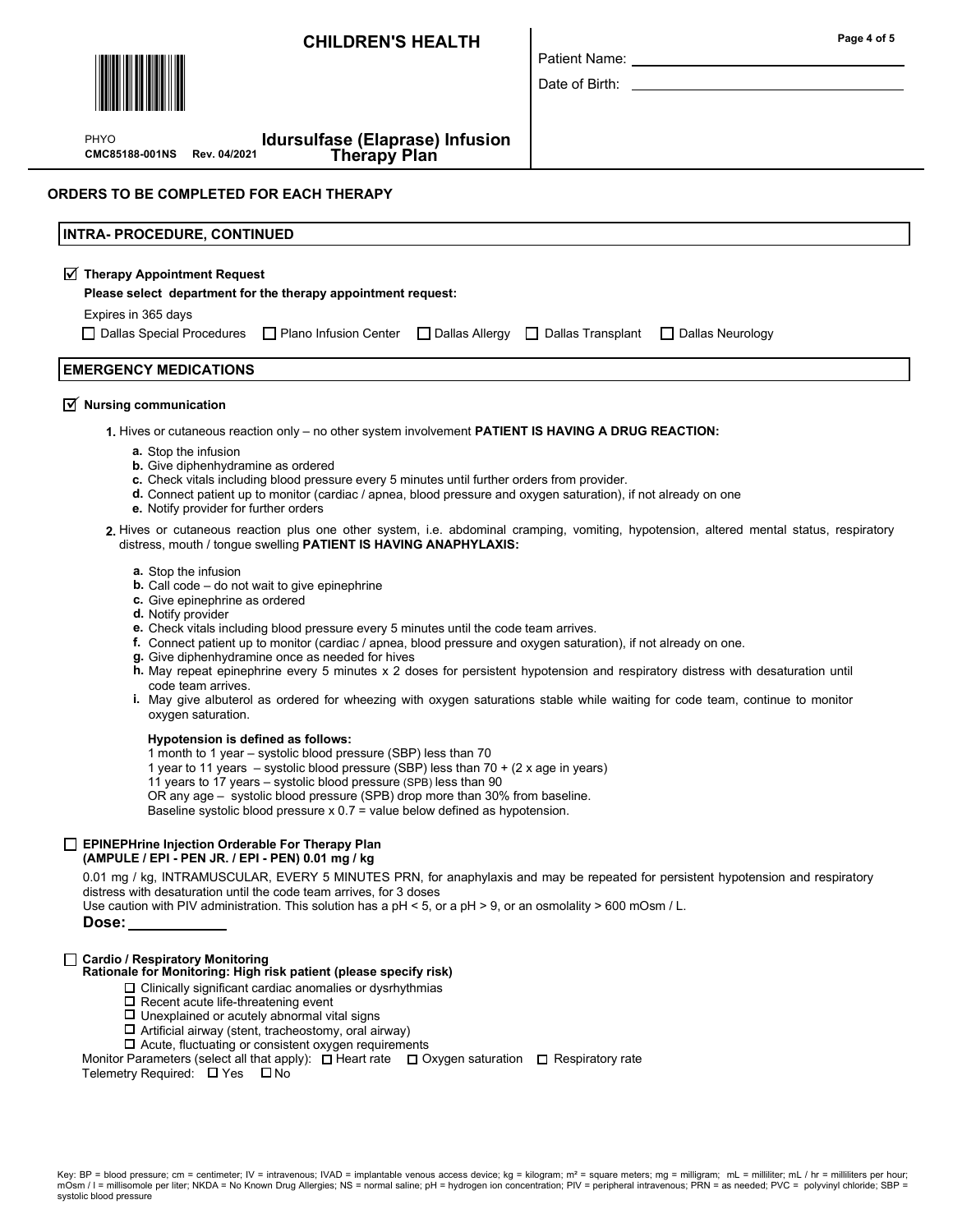# CHILDREN'S HEALTH

Patient Name: \_\_\_\_\_\_\_\_\_\_\_\_\_\_\_\_\_\_\_\_

Date of Birth: \_\_\_\_\_\_\_\_\_\_\_\_\_\_\_\_\_\_\_\_

PHYO
CMC85188-001NS Rev. 04/2021

## Idursulfase (Elaprase) Infusion Therapy Plan

## ORDERS TO BE COMPLETED FOR EACH THERAPY

### INTRA- PROCEDURE, CONTINUED

☑ **Therapy Appointment Request**

**Please select department for the therapy appointment request:**

Expires in 365 days

☐ Dallas Special Procedures ☐ Plano Infusion Center ☐ Dallas Allergy ☐ Dallas Transplant ☐ Dallas Neurology

### EMERGENCY MEDICATIONS

☑ **Nursing communication**

1. Hives or cutaneous reaction only – no other system involvement **PATIENT IS HAVING A DRUG REACTION:**
   - a. Stop the infusion
   - b. Give diphenhydramine as ordered
   - c. Check vitals including blood pressure every 5 minutes until further orders from provider.
   - d. Connect patient up to monitor (cardiac / apnea, blood pressure and oxygen saturation), if not already on one
   - e. Notify provider for further orders
2. Hives or cutaneous reaction plus one other system, i.e. abdominal cramping, vomiting, hypotension, altered mental status, respiratory distress, mouth / tongue swelling **PATIENT IS HAVING ANAPHYLAXIS:**
   - a. Stop the infusion
   - b. Call code – do not wait to give epinephrine
   - c. Give epinephrine as ordered
   - d. Notify provider
   - e. Check vitals including blood pressure every 5 minutes until the code team arrives.
   - f. Connect patient up to monitor (cardiac / apnea, blood pressure and oxygen saturation), if not already on one.
   - g. Give diphenhydramine once as needed for hives
   - h. May repeat epinephrine every 5 minutes x 2 doses for persistent hypotension and respiratory distress with desaturation until code team arrives.
   - i. May give albuterol as ordered for wheezing with oxygen saturations stable while waiting for code team, continue to monitor oxygen saturation.

   **Hypotension is defined as follows:**
   1 month to 1 year – systolic blood pressure (SBP) less than 70
   1 year to 11 years – systolic blood pressure (SBP) less than 70 + (2 x age in years)
   11 years to 17 years – systolic blood pressure (SPB) less than 90
   OR any age – systolic blood pressure (SPB) drop more than 30% from baseline.
   Baseline systolic blood pressure x 0.7 = value below defined as hypotension.

☐ **EPINEPHrine Injection Orderable For Therapy Plan (AMPULE / EPI - PEN JR. / EPI - PEN) 0.01 mg / kg**

0.01 mg / kg, INTRAMUSCULAR, EVERY 5 MINUTES PRN, for anaphylaxis and may be repeated for persistent hypotension and respiratory distress with desaturation until the code team arrives, for 3 doses
Use caution with PIV administration. This solution has a pH < 5, or a pH > 9, or an osmolality > 600 mOsm / L.

**Dose:** \_\_\_\_\_\_\_\_\_\_

☐ **Cardio / Respiratory Monitoring**
**Rationale for Monitoring: High risk patient (please specify risk)**

- ☐ Clinically significant cardiac anomalies or dysrhythmias
- ☐ Recent acute life-threatening event
- ☐ Unexplained or acutely abnormal vital signs
- ☐ Artificial airway (stent, tracheostomy, oral airway)
- ☐ Acute, fluctuating or consistent oxygen requirements

Monitor Parameters (select all that apply): ☐ Heart rate ☐ Oxygen saturation ☐ Respiratory rate
Telemetry Required: ☐ Yes ☐ No

Key: BP = blood pressure; cm = centimeter; IV = intravenous; IVAD = implantable venous access device; kg = kilogram; m² = square meters; mg = milligram; mL = milliliter; mL / hr = milliliters per hour; mOsm / l = millisomole per liter; NKDA = No Known Drug Allergies; NS = normal saline; pH = hydrogen ion concentration; PIV = peripheral intravenous; PRN = as needed; PVC = polyvinyl chloride; SBP = systolic blood pressure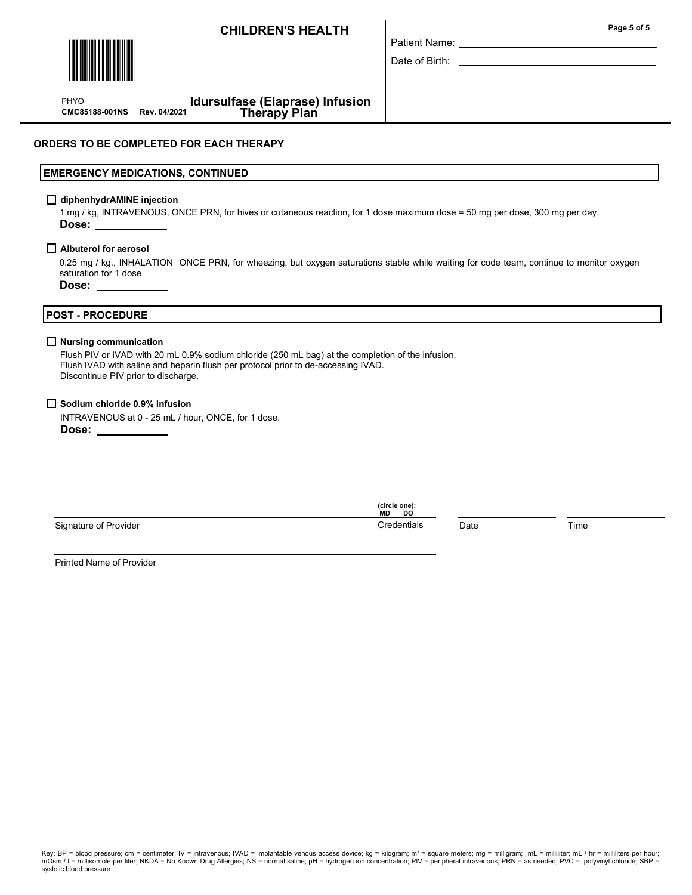CHILDREN'S HEALTH

PHYO
CMC85188-001NS Rev. 04/2021

**Idursulfase (Elaprase) Infusion Therapy Plan**

Patient Name: ______________________

Date of Birth: ______________________

## ORDERS TO BE COMPLETED FOR EACH THERAPY

### EMERGENCY MEDICATIONS, CONTINUED

☐ **diphenhydrAMINE injection**

1 mg / kg, INTRAVENOUS, ONCE PRN, for hives or cutaneous reaction, for 1 dose maximum dose = 50 mg per dose, 300 mg per day.

**Dose:** ____________

☐ **Albuterol for aerosol**

0.25 mg / kg., INHALATION ONCE PRN, for wheezing, but oxygen saturations stable while waiting for code team, continue to monitor oxygen saturation for 1 dose

**Dose:** ____________

### POST - PROCEDURE

☐ **Nursing communication**

Flush PIV or IVAD with 20 mL 0.9% sodium chloride (250 mL bag) at the completion of the infusion.
Flush IVAD with saline and heparin flush per protocol prior to de-accessing IVAD.
Discontinue PIV prior to discharge.

☐ **Sodium chloride 0.9% infusion**

INTRAVENOUS at 0 - 25 mL / hour, ONCE, for 1 dose.

**Dose:** ____________

| | | | |
|---|---|---|---|
| ______________________ | (circle one): MD DO | ____________ | ____________ |
| Signature of Provider | Credentials | Date | Time |

______________________

Printed Name of Provider

Key: BP = blood pressure; cm = centimeter; IV = intravenous; IVAD = implantable venous access device; kg = kilogram; m² = square meters; mg = milligram; mL = milliliter; mL / hr = milliliters per hour; mOsm / l = millisomole per liter; NKDA = No Known Drug Allergies; NS = normal saline; pH = hydrogen ion concentration; PIV = peripheral intravenous; PRN = as needed; PVC = polyvinyl chloride; SBP = systolic blood pressure